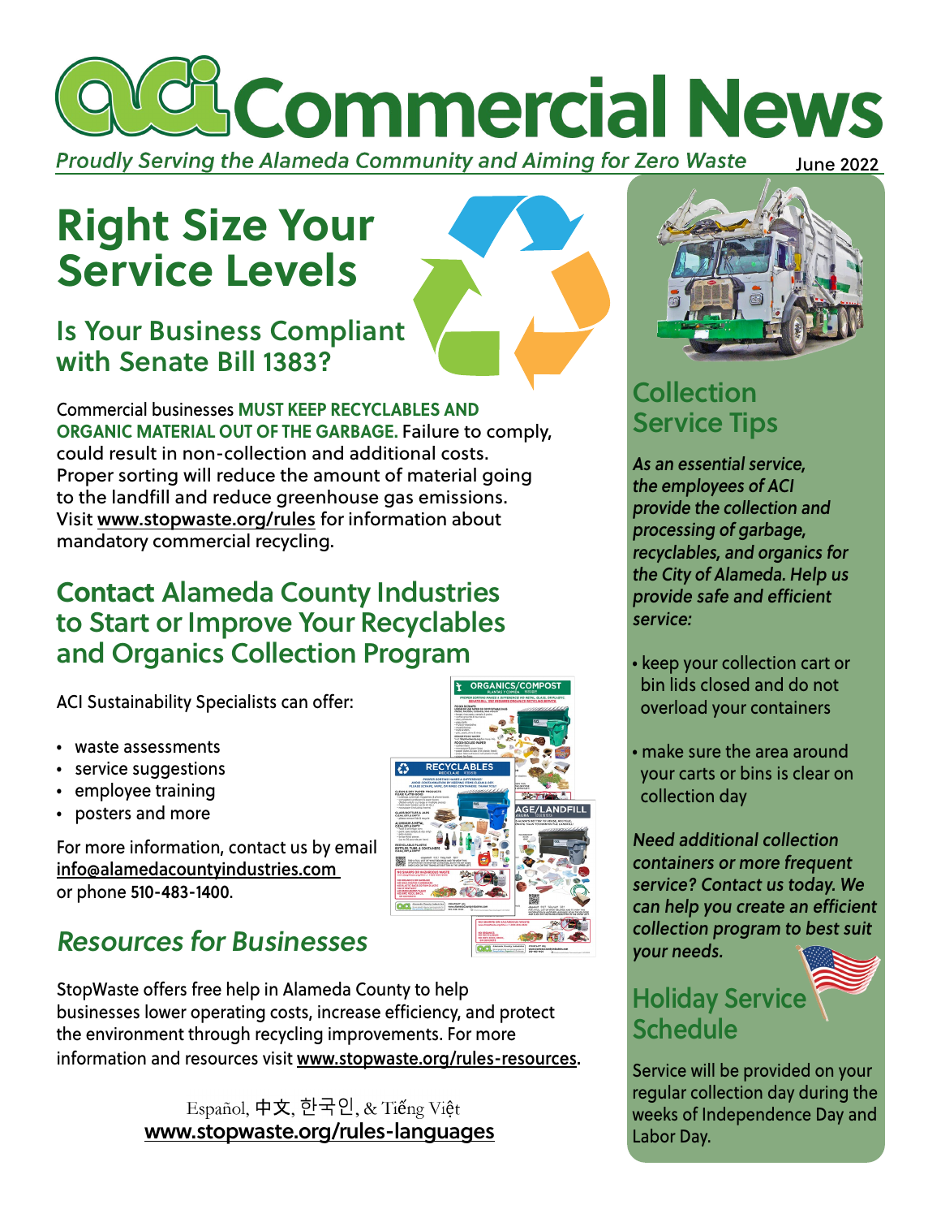# ACI Commercial News

*Proudly Serving the Alameda Community and Aiming for Zero Waste*

June 2022

## Right Size Your Service Levels

### Is Your Business Compliant with Senate Bill 1383?

Commercial businesses **MUST KEEP RECYCLABLES AND ORGANIC MATERIAL OUT OF THE GARBAGE.** Failure to comply, could result in non-collection and additional costs. Proper sorting will reduce the amount of material going to the landfill and reduce greenhouse gas emissions. Visit www.stopwaste.org/rules for information about mandatory commercial recycling.

### Contact Alameda County Industries to Start or Improve Your Recyclables and Organics Collection Program

ACI Sustainability Specialists can offer:

- waste assessments
- service suggestions
- employee training
- posters and more

For more information, contact us by email info@alamedacountyindustries.com or phone 510-483-1400.

### *Resources for Businesses*

StopWaste offers free help in Alameda County to help businesses lower operating costs, increase efficiency, and protect the environment through recycling improvements. For more information and resources visit www.stopwaste.org/rules-resources.

Español, 中文, 한국인, & Tiếng Việt
www.stopwaste.org/rules-languages

## Collection Service Tips

*As an essential service, the employees of ACI provide the collection and processing of garbage, recyclables, and organics for the City of Alameda. Help us provide safe and efficient service:*

- keep your collection cart or bin lids closed and do not overload your containers
- make sure the area around your carts or bins is clear on collection day

*Need additional collection containers or more frequent service? Contact us today. We can help you create an efficient collection program to best suit your needs.*

## Holiday Service Schedule

Service will be provided on your regular collection day during the weeks of Independence Day and Labor Day.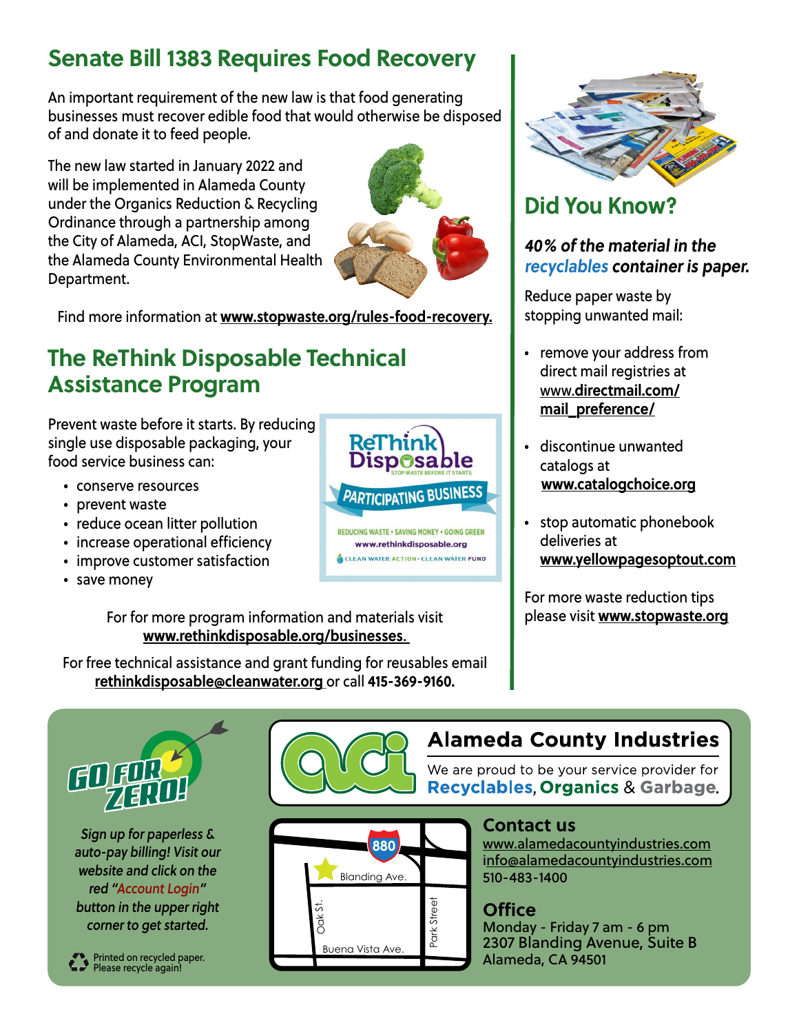## Senate Bill 1383 Requires Food Recovery

An important requirement of the new law is that food generating businesses must recover edible food that would otherwise be disposed of and donate it to feed people.

The new law started in January 2022 and will be implemented in Alameda County under the Organics Reduction & Recycling Ordinance through a partnership among the City of Alameda, ACI, StopWaste, and the Alameda County Environmental Health Department.

Find more information at **www.stopwaste.org/rules-food-recovery.**

## The ReThink Disposable Technical Assistance Program

Prevent waste before it starts. By reducing single use disposable packaging, your food service business can:

- conserve resources
- prevent waste
- reduce ocean litter pollution
- increase operational efficiency
- improve customer satisfaction
- save money

ReThink Disposable
STOP WASTE BEFORE IT STARTS
PARTICIPATING BUSINESS
REDUCING WASTE • SAVING MONEY • GOING GREEN
www.rethinkdisposable.org
CLEAN WATER ACTION • CLEAN WATER FUND

For for more program information and materials visit **www.rethinkdisposable.org/businesses.**

For free technical assistance and grant funding for reusables email **rethinkdisposable@cleanwater.org** or call **415-369-9160.**

## Did You Know?

***40% of the material in the recyclables container is paper.***

Reduce paper waste by stopping unwanted mail:

- remove your address from direct mail registries at www.**directmail.com/mail_preference/**
- discontinue unwanted catalogs at **www.catalogchoice.org**
- stop automatic phonebook deliveries at **www.yellowpagesoptout.com**

For more waste reduction tips please visit **www.stopwaste.org**

GO FOR ZERO!

***Sign up for paperless & auto-pay billing! Visit our website and click on the red "Account Login" button in the upper right corner to get started.***

Printed on recycled paper. Please recycle again!

## Alameda County Industries

We are proud to be your service provider for **Recyclables**, **Organics** & **Garbage**.

880
Blanding Ave.
Oak St.
Park Street
Buena Vista Ave.

### Contact us

www.alamedacountyindustries.com
info@alamedacountyindustries.com
510-483-1400

### Office

Monday - Friday 7 am - 6 pm
2307 Blanding Avenue, Suite B
Alameda, CA 94501